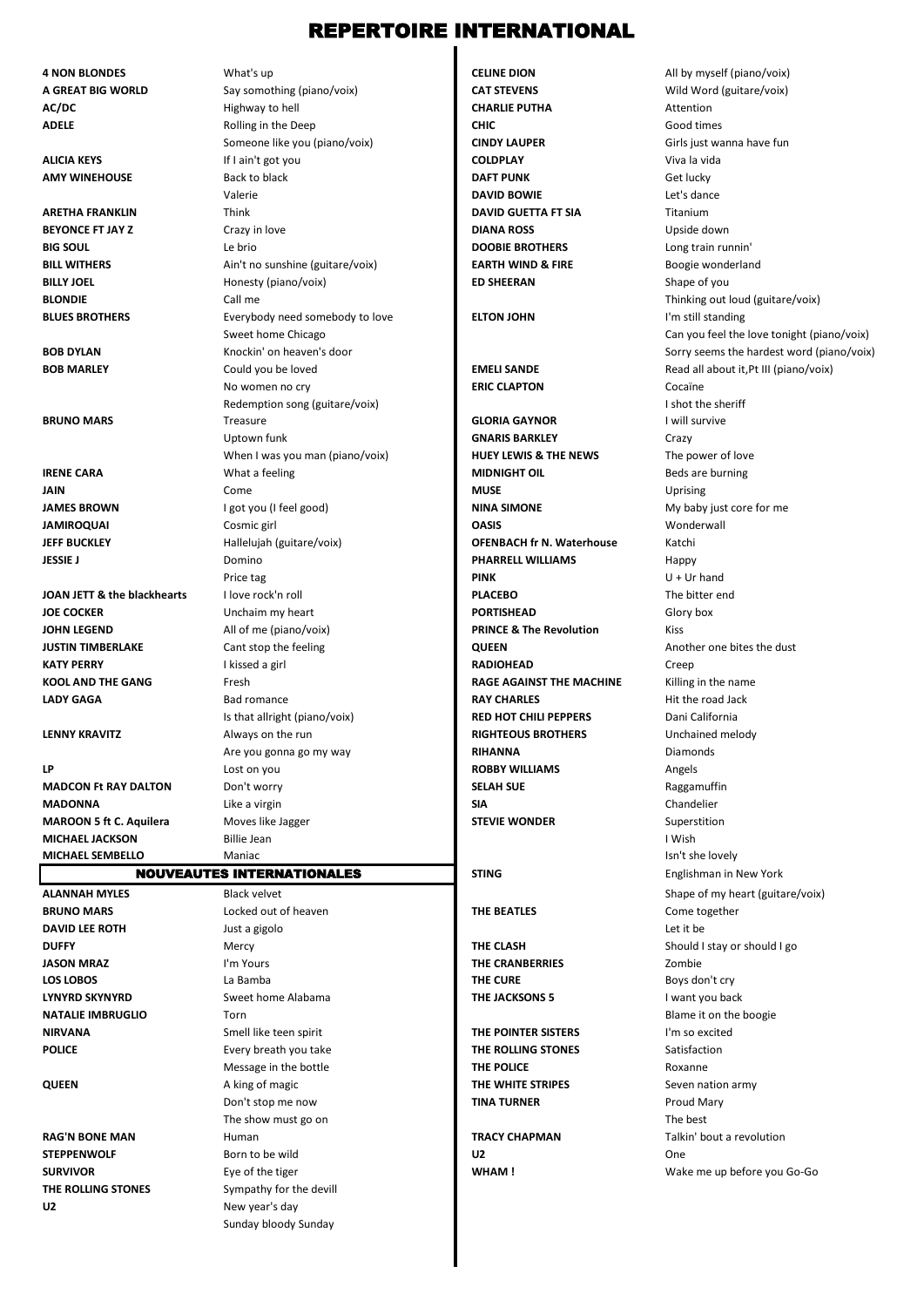# REPERTOIRE INTERNATIONAL

| Artiste | Titre |
|---|---|
| **4 NON BLONDES** | What's up |
| **A GREAT BIG WORLD** | Say somothing (piano/voix) |
| **AC/DC** | Highway to hell |
| **ADELE** | Rolling in the Deep |
| | Someone like you (piano/voix) |
| **ALICIA KEYS** | If I ain't got you |
| **AMY WINEHOUSE** | Back to black |
| | Valerie |
| **ARETHA FRANKLIN** | Think |
| **BEYONCE FT JAY Z** | Crazy in love |
| **BIG SOUL** | Le brio |
| **BILL WITHERS** | Ain't no sunshine (guitare/voix) |
| **BILLY JOEL** | Honesty (piano/voix) |
| **BLONDIE** | Call me |
| **BLUES BROTHERS** | Everybody need somebody to love |
| | Sweet home Chicago |
| **BOB DYLAN** | Knockin' on heaven's door |
| **BOB MARLEY** | Could you be loved |
| | No women no cry |
| | Redemption song (guitare/voix) |
| **BRUNO MARS** | Treasure |
| | Uptown funk |
| | When I was you man (piano/voix) |
| **IRENE CARA** | What a feeling |
| **JAIN** | Come |
| **JAMES BROWN** | I got you (I feel good) |
| **JAMIROQUAI** | Cosmic girl |
| **JEFF BUCKLEY** | Hallelujah (guitare/voix) |
| **JESSIE J** | Domino |
| | Price tag |
| **JOAN JETT & the blackhearts** | I love rock'n roll |
| **JOE COCKER** | Unchaim my heart |
| **JOHN LEGEND** | All of me (piano/voix) |
| **JUSTIN TIMBERLAKE** | Cant stop the feeling |
| **KATY PERRY** | I kissed a girl |
| **KOOL AND THE GANG** | Fresh |
| **LADY GAGA** | Bad romance |
| | Is that allright (piano/voix) |
| **LENNY KRAVITZ** | Always on the run |
| | Are you gonna go my way |
| **LP** | Lost on you |
| **MADCON Ft RAY DALTON** | Don't worry |
| **MADONNA** | Like a virgin |
| **MAROON 5 ft C. Aquilera** | Moves like Jagger |
| **MICHAEL JACKSON** | Billie Jean |
| **MICHAEL SEMBELLO** | Maniac |
| **CELINE DION** | All by myself (piano/voix) |
| **CAT STEVENS** | Wild Word (guitare/voix) |
| **CHARLIE PUTHA** | Attention |
| **CHIC** | Good times |
| **CINDY LAUPER** | Girls just wanna have fun |
| **COLDPLAY** | Viva la vida |
| **DAFT PUNK** | Get lucky |
| **DAVID BOWIE** | Let's dance |
| **DAVID GUETTA FT SIA** | Titanium |
| **DIANA ROSS** | Upside down |
| **DOOBIE BROTHERS** | Long train runnin' |
| **EARTH WIND & FIRE** | Boogie wonderland |
| **ED SHEERAN** | Shape of you |
| | Thinking out loud (guitare/voix) |
| **ELTON JOHN** | I'm still standing |
| | Can you feel the love tonight (piano/voix) |
| | Sorry seems the hardest word (piano/voix) |
| **EMELI SANDE** | Read all about it,Pt III (piano/voix) |
| **ERIC CLAPTON** | Cocaïne |
| | I shot the sheriff |
| **GLORIA GAYNOR** | I will survive |
| **GNARIS BARKLEY** | Crazy |
| **HUEY LEWIS & THE NEWS** | The power of love |
| **MIDNIGHT OIL** | Beds are burning |
| **MUSE** | Uprising |
| **NINA SIMONE** | My baby just core for me |
| **OASIS** | Wonderwall |
| **OFENBACH fr N. Waterhouse** | Katchi |
| **PHARRELL WILLIAMS** | Happy |
| **PINK** | U + Ur hand |
| **PLACEBO** | The bitter end |
| **PORTISHEAD** | Glory box |
| **PRINCE & The Revolution** | Kiss |
| **QUEEN** | Another one bites the dust |
| **RADIOHEAD** | Creep |
| **RAGE AGAINST THE MACHINE** | Killing in the name |
| **RAY CHARLES** | Hit the road Jack |
| **RED HOT CHILI PEPPERS** | Dani California |
| **RIGHTEOUS BROTHERS** | Unchained melody |
| **RIHANNA** | Diamonds |
| **ROBBY WILLIAMS** | Angels |
| **SELAH SUE** | Raggamuffin |
| **SIA** | Chandelier |
| **STEVIE WONDER** | Superstition |
| | I Wish |
| | Isn't she lovely |
| **STING** | Englishman in New York |
| | Shape of my heart (guitare/voix) |
| **THE BEATLES** | Come together |
| | Let it be |
| **THE CLASH** | Should I stay or should I go |
| **THE CRANBERRIES** | Zombie |
| **THE CURE** | Boys don't cry |
| **THE JACKSONS 5** | I want you back |
| | Blame it on the boogie |
| **THE POINTER SISTERS** | I'm so excited |
| **THE ROLLING STONES** | Satisfaction |
| **THE POLICE** | Roxanne |
| **THE WHITE STRIPES** | Seven nation army |
| **TINA TURNER** | Proud Mary |
| | The best |
| **TRACY CHAPMAN** | Talkin' bout a revolution |
| **U2** | One |
| **WHAM !** | Wake me up before you Go-Go |

## NOUVEAUTES INTERNATIONALES

| Artiste | Titre |
|---|---|
| **ALANNAH MYLES** | Black velvet |
| **BRUNO MARS** | Locked out of heaven |
| **DAVID LEE ROTH** | Just a gigolo |
| **DUFFY** | Mercy |
| **JASON MRAZ** | I'm Yours |
| **LOS LOBOS** | La Bamba |
| **LYNYRD SKYNYRD** | Sweet home Alabama |
| **NATALIE IMBRUGLIO** | Torn |
| **NIRVANA** | Smell like teen spirit |
| **POLICE** | Every breath you take |
| | Message in the bottle |
| **QUEEN** | A king of magic |
| | Don't stop me now |
| | The show must go on |
| **RAG'N BONE MAN** | Human |
| **STEPPENWOLF** | Born to be wild |
| **SURVIVOR** | Eye of the tiger |
| **THE ROLLING STONES** | Sympathy for the devill |
| **U2** | New year's day |
| | Sunday bloody Sunday |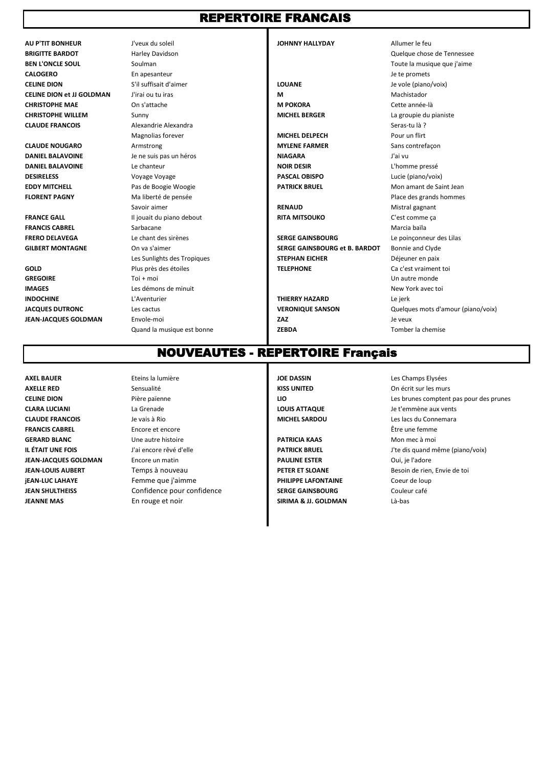# REPERTOIRE FRANCAIS

| | |
|---|---|
| **AU P'TIT BONHEUR** | J'veux du soleil |
| **BRIGITTE BARDOT** | Harley Davidson |
| **BEN L'ONCLE SOUL** | Soulman |
| **CALOGERO** | En apesanteur |
| **CELINE DION** | S'il suffisait d'aimer |
| **CELINE DION et JJ GOLDMAN** | J'irai ou tu iras |
| **CHRISTOPHE MAE** | On s'attache |
| **CHRISTOPHE WILLEM** | Sunny |
| **CLAUDE FRANCOIS** | Alexandrie Alexandra |
| | Magnolias forever |
| **CLAUDE NOUGARO** | Armstrong |
| **DANIEL BALAVOINE** | Je ne suis pas un héros |
| **DANIEL BALAVOINE** | Le chanteur |
| **DESIRELESS** | Voyage Voyage |
| **EDDY MITCHELL** | Pas de Boogie Woogie |
| **FLORENT PAGNY** | Ma liberté de pensée |
| | Savoir aimer |
| **FRANCE GALL** | Il jouait du piano debout |
| **FRANCIS CABREL** | Sarbacane |
| **FRERO DELAVEGA** | Le chant des sirènes |
| **GILBERT MONTAGNE** | On va s'aimer |
| | Les Sunlights des Tropiques |
| **GOLD** | Plus près des étoiles |
| **GREGOIRE** | Toi + moi |
| **IMAGES** | Les démons de minuit |
| **INDOCHINE** | L'Aventurier |
| **JACQUES DUTRONC** | Les cactus |
| **JEAN-JACQUES GOLDMAN** | Envole-moi |
| | Quand la musique est bonne |
| **JOHNNY HALLYDAY** | Allumer le feu |
| | Quelque chose de Tennessee |
| | Toute la musique que j'aime |
| | Je te promets |
| **LOUANE** | Je vole (piano/voix) |
| **M** | Machistador |
| **M POKORA** | Cette année-là |
| **MICHEL BERGER** | La groupie du pianiste |
| | Seras-tu là ? |
| **MICHEL DELPECH** | Pour un flirt |
| **MYLENE FARMER** | Sans contrefaçon |
| **NIAGARA** | J'ai vu |
| **NOIR DESIR** | L'homme pressé |
| **PASCAL OBISPO** | Lucie (piano/voix) |
| **PATRICK BRUEL** | Mon amant de Saint Jean |
| | Place des grands hommes |
| **RENAUD** | Mistral gagnant |
| **RITA MITSOUKO** | C'est comme ça |
| | Marcia baïla |
| **SERGE GAINSBOURG** | Le poinçonneur des Lilas |
| **SERGE GAINSBOURG et B. BARDOT** | Bonnie and Clyde |
| **STEPHAN EICHER** | Déjeuner en paix |
| **TELEPHONE** | Ca c'est vraiment toi |
| | Un autre monde |
| | New York avec toi |
| **THIERRY HAZARD** | Le jerk |
| **VERONIQUE SANSON** | Quelques mots d'amour (piano/voix) |
| **ZAZ** | Je veux |
| **ZEBDA** | Tomber la chemise |

# NOUVEAUTES - REPERTOIRE Français

| | |
|---|---|
| **AXEL BAUER** | Eteins la lumière |
| **AXELLE RED** | Sensualité |
| **CELINE DION** | Pière païenne |
| **CLARA LUCIANI** | La Grenade |
| **CLAUDE FRANCOIS** | Je vais à Rio |
| **FRANCIS CABREL** | Encore et encore |
| **GERARD BLANC** | Une autre histoire |
| **IL ÉTAIT UNE FOIS** | J'ai encore rêvé d'elle |
| **JEAN-JACQUES GOLDMAN** | Encore un matin |
| **JEAN-LOUIS AUBERT** | Temps à nouveau |
| **jEAN-LUC LAHAYE** | Femme que j'aimme |
| **JEAN SHULTHEISS** | Confidence pour confidence |
| **JEANNE MAS** | En rouge et noir |
| **JOE DASSIN** | Les Champs Elysées |
| **KISS UNITED** | On écrit sur les murs |
| **LIO** | Les brunes comptent pas pour des prunes |
| **LOUIS ATTAQUE** | Je t'emmène aux vents |
| **MICHEL SARDOU** | Les lacs du Connemara |
| | Être une femme |
| **PATRICIA KAAS** | Mon mec à moi |
| **PATRICK BRUEL** | J'te dis quand même (piano/voix) |
| **PAULINE ESTER** | Oui, je l'adore |
| **PETER ET SLOANE** | Besoin de rien, Envie de toi |
| **PHILIPPE LAFONTAINE** | Coeur de loup |
| **SERGE GAINSBOURG** | Couleur café |
| **SIRIMA & JJ. GOLDMAN** | Là-bas |